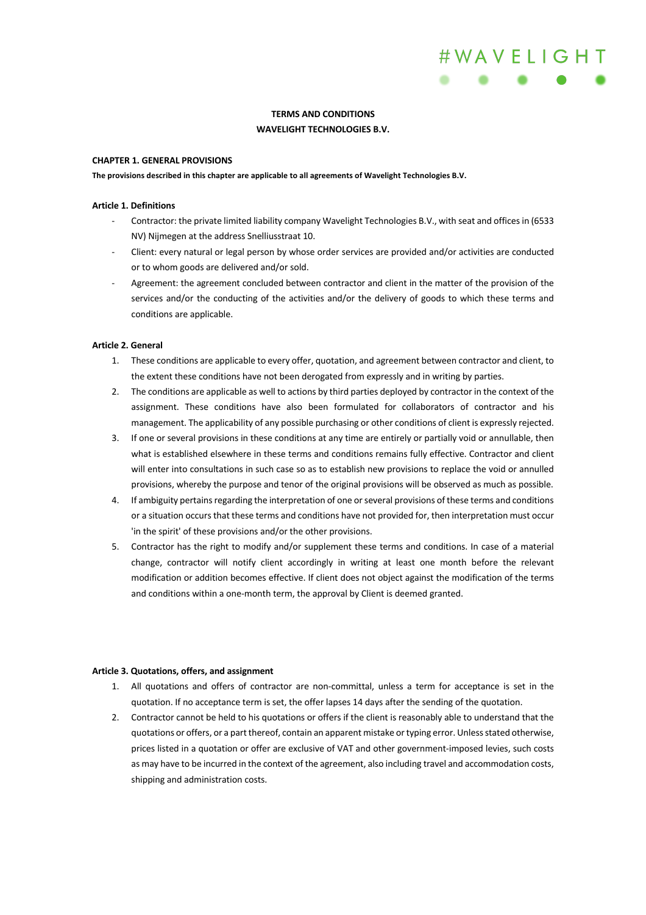# TERMS AND CONDITIONS
# WAVELIGHT TECHNOLOGIES B.V.

## CHAPTER 1. GENERAL PROVISIONS

**The provisions described in this chapter are applicable to all agreements of Wavelight Technologies B.V.**

### Article 1. Definitions

- Contractor: the private limited liability company Wavelight Technologies B.V., with seat and offices in (6533 NV) Nijmegen at the address Snelliusstraat 10.
- Client: every natural or legal person by whose order services are provided and/or activities are conducted or to whom goods are delivered and/or sold.
- Agreement: the agreement concluded between contractor and client in the matter of the provision of the services and/or the conducting of the activities and/or the delivery of goods to which these terms and conditions are applicable.

### Article 2. General

1. These conditions are applicable to every offer, quotation, and agreement between contractor and client, to the extent these conditions have not been derogated from expressly and in writing by parties.
2. The conditions are applicable as well to actions by third parties deployed by contractor in the context of the assignment. These conditions have also been formulated for collaborators of contractor and his management. The applicability of any possible purchasing or other conditions of client is expressly rejected.
3. If one or several provisions in these conditions at any time are entirely or partially void or annullable, then what is established elsewhere in these terms and conditions remains fully effective. Contractor and client will enter into consultations in such case so as to establish new provisions to replace the void or annulled provisions, whereby the purpose and tenor of the original provisions will be observed as much as possible.
4. If ambiguity pertains regarding the interpretation of one or several provisions of these terms and conditions or a situation occurs that these terms and conditions have not provided for, then interpretation must occur 'in the spirit' of these provisions and/or the other provisions.
5. Contractor has the right to modify and/or supplement these terms and conditions. In case of a material change, contractor will notify client accordingly in writing at least one month before the relevant modification or addition becomes effective. If client does not object against the modification of the terms and conditions within a one-month term, the approval by Client is deemed granted.

### Article 3. Quotations, offers, and assignment

1. All quotations and offers of contractor are non-committal, unless a term for acceptance is set in the quotation. If no acceptance term is set, the offer lapses 14 days after the sending of the quotation.
2. Contractor cannot be held to his quotations or offers if the client is reasonably able to understand that the quotations or offers, or a part thereof, contain an apparent mistake or typing error. Unless stated otherwise, prices listed in a quotation or offer are exclusive of VAT and other government-imposed levies, such costs as may have to be incurred in the context of the agreement, also including travel and accommodation costs, shipping and administration costs.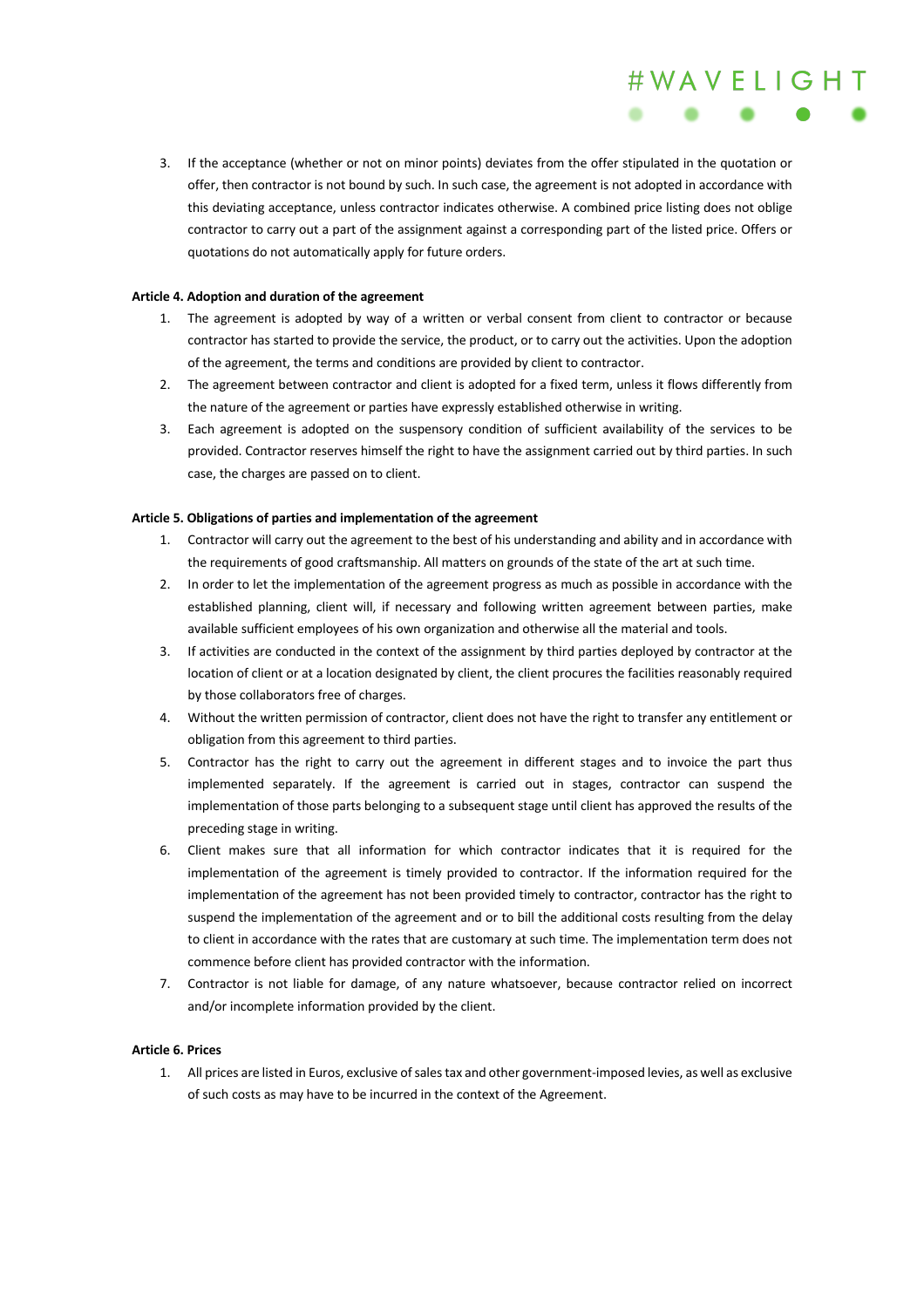3. If the acceptance (whether or not on minor points) deviates from the offer stipulated in the quotation or offer, then contractor is not bound by such. In such case, the agreement is not adopted in accordance with this deviating acceptance, unless contractor indicates otherwise. A combined price listing does not oblige contractor to carry out a part of the assignment against a corresponding part of the listed price. Offers or quotations do not automatically apply for future orders.

**Article 4. Adoption and duration of the agreement**

1. The agreement is adopted by way of a written or verbal consent from client to contractor or because contractor has started to provide the service, the product, or to carry out the activities. Upon the adoption of the agreement, the terms and conditions are provided by client to contractor.
2. The agreement between contractor and client is adopted for a fixed term, unless it flows differently from the nature of the agreement or parties have expressly established otherwise in writing.
3. Each agreement is adopted on the suspensory condition of sufficient availability of the services to be provided. Contractor reserves himself the right to have the assignment carried out by third parties. In such case, the charges are passed on to client.

**Article 5. Obligations of parties and implementation of the agreement**

1. Contractor will carry out the agreement to the best of his understanding and ability and in accordance with the requirements of good craftsmanship. All matters on grounds of the state of the art at such time.
2. In order to let the implementation of the agreement progress as much as possible in accordance with the established planning, client will, if necessary and following written agreement between parties, make available sufficient employees of his own organization and otherwise all the material and tools.
3. If activities are conducted in the context of the assignment by third parties deployed by contractor at the location of client or at a location designated by client, the client procures the facilities reasonably required by those collaborators free of charges.
4. Without the written permission of contractor, client does not have the right to transfer any entitlement or obligation from this agreement to third parties.
5. Contractor has the right to carry out the agreement in different stages and to invoice the part thus implemented separately. If the agreement is carried out in stages, contractor can suspend the implementation of those parts belonging to a subsequent stage until client has approved the results of the preceding stage in writing.
6. Client makes sure that all information for which contractor indicates that it is required for the implementation of the agreement is timely provided to contractor. If the information required for the implementation of the agreement has not been provided timely to contractor, contractor has the right to suspend the implementation of the agreement and or to bill the additional costs resulting from the delay to client in accordance with the rates that are customary at such time. The implementation term does not commence before client has provided contractor with the information.
7. Contractor is not liable for damage, of any nature whatsoever, because contractor relied on incorrect and/or incomplete information provided by the client.

**Article 6. Prices**

1. All prices are listed in Euros, exclusive of sales tax and other government-imposed levies, as well as exclusive of such costs as may have to be incurred in the context of the Agreement.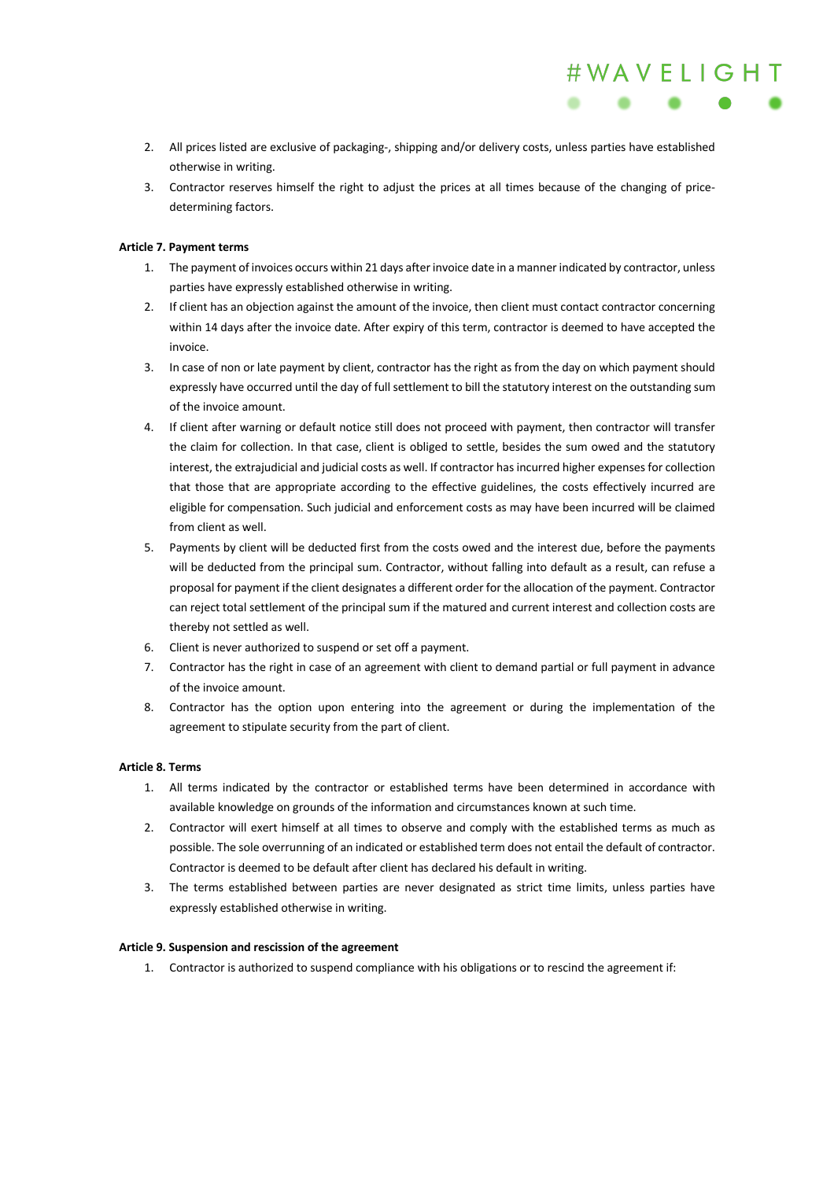2. All prices listed are exclusive of packaging-, shipping and/or delivery costs, unless parties have established otherwise in writing.
3. Contractor reserves himself the right to adjust the prices at all times because of the changing of price-determining factors.

**Article 7. Payment terms**

1. The payment of invoices occurs within 21 days after invoice date in a manner indicated by contractor, unless parties have expressly established otherwise in writing.
2. If client has an objection against the amount of the invoice, then client must contact contractor concerning within 14 days after the invoice date. After expiry of this term, contractor is deemed to have accepted the invoice.
3. In case of non or late payment by client, contractor has the right as from the day on which payment should expressly have occurred until the day of full settlement to bill the statutory interest on the outstanding sum of the invoice amount.
4. If client after warning or default notice still does not proceed with payment, then contractor will transfer the claim for collection. In that case, client is obliged to settle, besides the sum owed and the statutory interest, the extrajudicial and judicial costs as well. If contractor has incurred higher expenses for collection that those that are appropriate according to the effective guidelines, the costs effectively incurred are eligible for compensation. Such judicial and enforcement costs as may have been incurred will be claimed from client as well.
5. Payments by client will be deducted first from the costs owed and the interest due, before the payments will be deducted from the principal sum. Contractor, without falling into default as a result, can refuse a proposal for payment if the client designates a different order for the allocation of the payment. Contractor can reject total settlement of the principal sum if the matured and current interest and collection costs are thereby not settled as well.
6. Client is never authorized to suspend or set off a payment.
7. Contractor has the right in case of an agreement with client to demand partial or full payment in advance of the invoice amount.
8. Contractor has the option upon entering into the agreement or during the implementation of the agreement to stipulate security from the part of client.

**Article 8. Terms**

1. All terms indicated by the contractor or established terms have been determined in accordance with available knowledge on grounds of the information and circumstances known at such time.
2. Contractor will exert himself at all times to observe and comply with the established terms as much as possible. The sole overrunning of an indicated or established term does not entail the default of contractor. Contractor is deemed to be default after client has declared his default in writing.
3. The terms established between parties are never designated as strict time limits, unless parties have expressly established otherwise in writing.

**Article 9. Suspension and rescission of the agreement**

1. Contractor is authorized to suspend compliance with his obligations or to rescind the agreement if: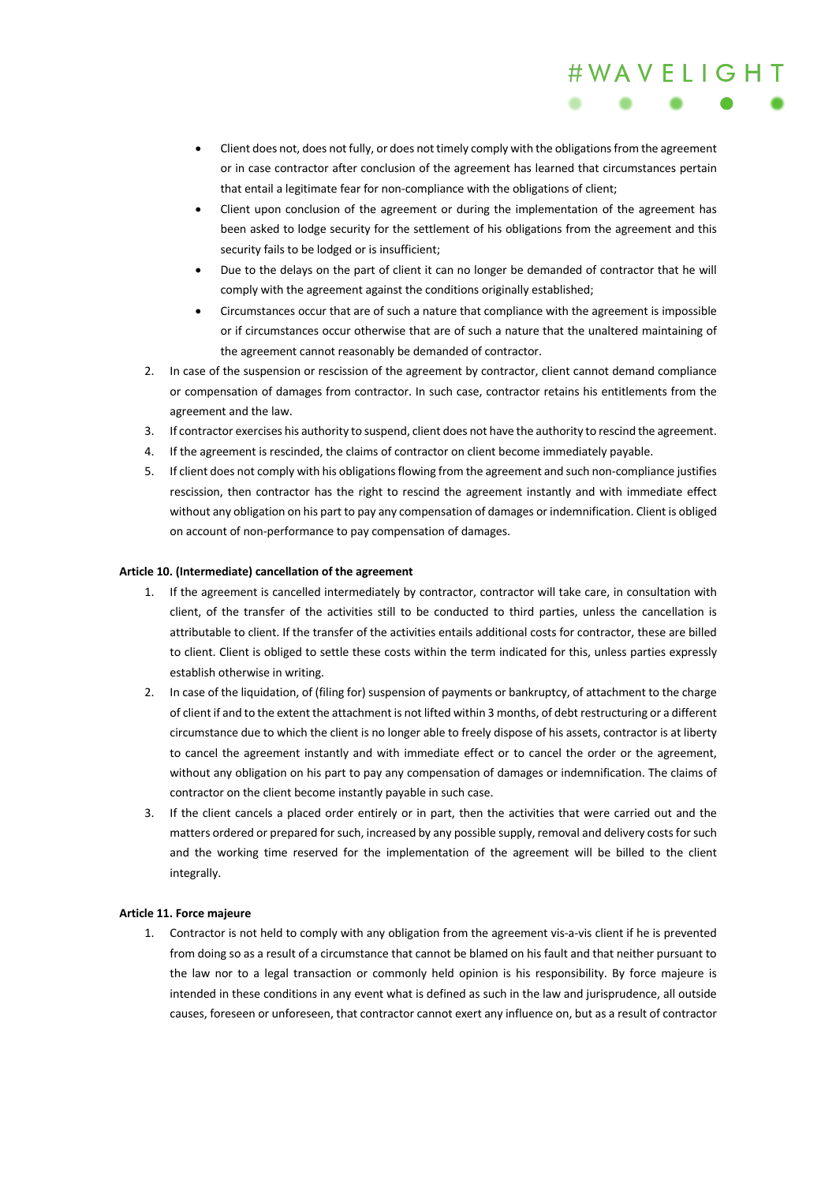- Client does not, does not fully, or does not timely comply with the obligations from the agreement or in case contractor after conclusion of the agreement has learned that circumstances pertain that entail a legitimate fear for non-compliance with the obligations of client;
- Client upon conclusion of the agreement or during the implementation of the agreement has been asked to lodge security for the settlement of his obligations from the agreement and this security fails to be lodged or is insufficient;
- Due to the delays on the part of client it can no longer be demanded of contractor that he will comply with the agreement against the conditions originally established;
- Circumstances occur that are of such a nature that compliance with the agreement is impossible or if circumstances occur otherwise that are of such a nature that the unaltered maintaining of the agreement cannot reasonably be demanded of contractor.

2. In case of the suspension or rescission of the agreement by contractor, client cannot demand compliance or compensation of damages from contractor. In such case, contractor retains his entitlements from the agreement and the law.
3. If contractor exercises his authority to suspend, client does not have the authority to rescind the agreement.
4. If the agreement is rescinded, the claims of contractor on client become immediately payable.
5. If client does not comply with his obligations flowing from the agreement and such non-compliance justifies rescission, then contractor has the right to rescind the agreement instantly and with immediate effect without any obligation on his part to pay any compensation of damages or indemnification. Client is obliged on account of non-performance to pay compensation of damages.

**Article 10. (Intermediate) cancellation of the agreement**

1. If the agreement is cancelled intermediately by contractor, contractor will take care, in consultation with client, of the transfer of the activities still to be conducted to third parties, unless the cancellation is attributable to client. If the transfer of the activities entails additional costs for contractor, these are billed to client. Client is obliged to settle these costs within the term indicated for this, unless parties expressly establish otherwise in writing.
2. In case of the liquidation, of (filing for) suspension of payments or bankruptcy, of attachment to the charge of client if and to the extent the attachment is not lifted within 3 months, of debt restructuring or a different circumstance due to which the client is no longer able to freely dispose of his assets, contractor is at liberty to cancel the agreement instantly and with immediate effect or to cancel the order or the agreement, without any obligation on his part to pay any compensation of damages or indemnification. The claims of contractor on the client become instantly payable in such case.
3. If the client cancels a placed order entirely or in part, then the activities that were carried out and the matters ordered or prepared for such, increased by any possible supply, removal and delivery costs for such and the working time reserved for the implementation of the agreement will be billed to the client integrally.

**Article 11. Force majeure**

1. Contractor is not held to comply with any obligation from the agreement vis-a-vis client if he is prevented from doing so as a result of a circumstance that cannot be blamed on his fault and that neither pursuant to the law nor to a legal transaction or commonly held opinion is his responsibility. By force majeure is intended in these conditions in any event what is defined as such in the law and jurisprudence, all outside causes, foreseen or unforeseen, that contractor cannot exert any influence on, but as a result of contractor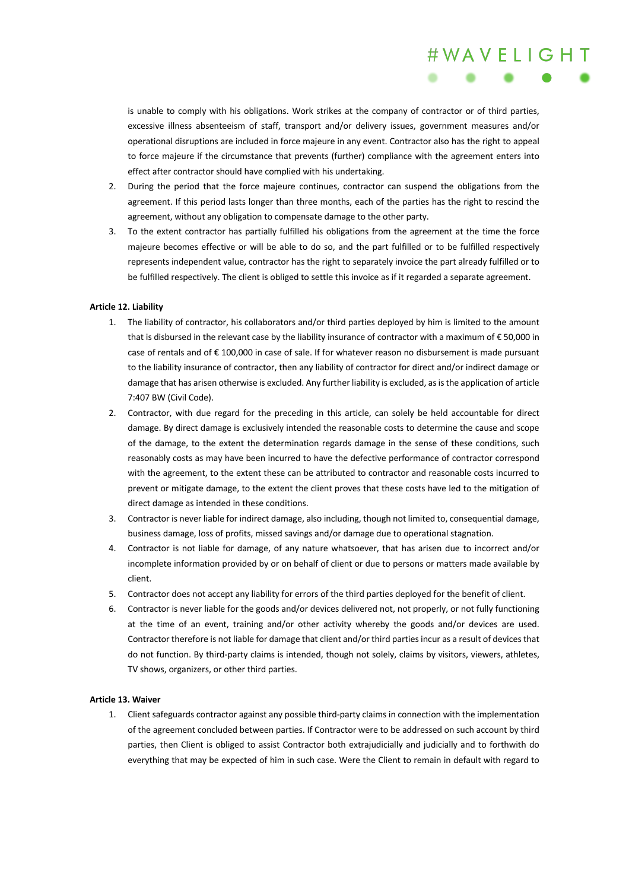is unable to comply with his obligations. Work strikes at the company of contractor or of third parties, excessive illness absenteeism of staff, transport and/or delivery issues, government measures and/or operational disruptions are included in force majeure in any event. Contractor also has the right to appeal to force majeure if the circumstance that prevents (further) compliance with the agreement enters into effect after contractor should have complied with his undertaking.

2. During the period that the force majeure continues, contractor can suspend the obligations from the agreement. If this period lasts longer than three months, each of the parties has the right to rescind the agreement, without any obligation to compensate damage to the other party.
3. To the extent contractor has partially fulfilled his obligations from the agreement at the time the force majeure becomes effective or will be able to do so, and the part fulfilled or to be fulfilled respectively represents independent value, contractor has the right to separately invoice the part already fulfilled or to be fulfilled respectively. The client is obliged to settle this invoice as if it regarded a separate agreement.

**Article 12. Liability**

1. The liability of contractor, his collaborators and/or third parties deployed by him is limited to the amount that is disbursed in the relevant case by the liability insurance of contractor with a maximum of € 50,000 in case of rentals and of € 100,000 in case of sale. If for whatever reason no disbursement is made pursuant to the liability insurance of contractor, then any liability of contractor for direct and/or indirect damage or damage that has arisen otherwise is excluded. Any further liability is excluded, as is the application of article 7:407 BW (Civil Code).
2. Contractor, with due regard for the preceding in this article, can solely be held accountable for direct damage. By direct damage is exclusively intended the reasonable costs to determine the cause and scope of the damage, to the extent the determination regards damage in the sense of these conditions, such reasonably costs as may have been incurred to have the defective performance of contractor correspond with the agreement, to the extent these can be attributed to contractor and reasonable costs incurred to prevent or mitigate damage, to the extent the client proves that these costs have led to the mitigation of direct damage as intended in these conditions.
3. Contractor is never liable for indirect damage, also including, though not limited to, consequential damage, business damage, loss of profits, missed savings and/or damage due to operational stagnation.
4. Contractor is not liable for damage, of any nature whatsoever, that has arisen due to incorrect and/or incomplete information provided by or on behalf of client or due to persons or matters made available by client.
5. Contractor does not accept any liability for errors of the third parties deployed for the benefit of client.
6. Contractor is never liable for the goods and/or devices delivered not, not properly, or not fully functioning at the time of an event, training and/or other activity whereby the goods and/or devices are used. Contractor therefore is not liable for damage that client and/or third parties incur as a result of devices that do not function. By third-party claims is intended, though not solely, claims by visitors, viewers, athletes, TV shows, organizers, or other third parties.

**Article 13. Waiver**

1. Client safeguards contractor against any possible third-party claims in connection with the implementation of the agreement concluded between parties. If Contractor were to be addressed on such account by third parties, then Client is obliged to assist Contractor both extrajudicially and judicially and to forthwith do everything that may be expected of him in such case. Were the Client to remain in default with regard to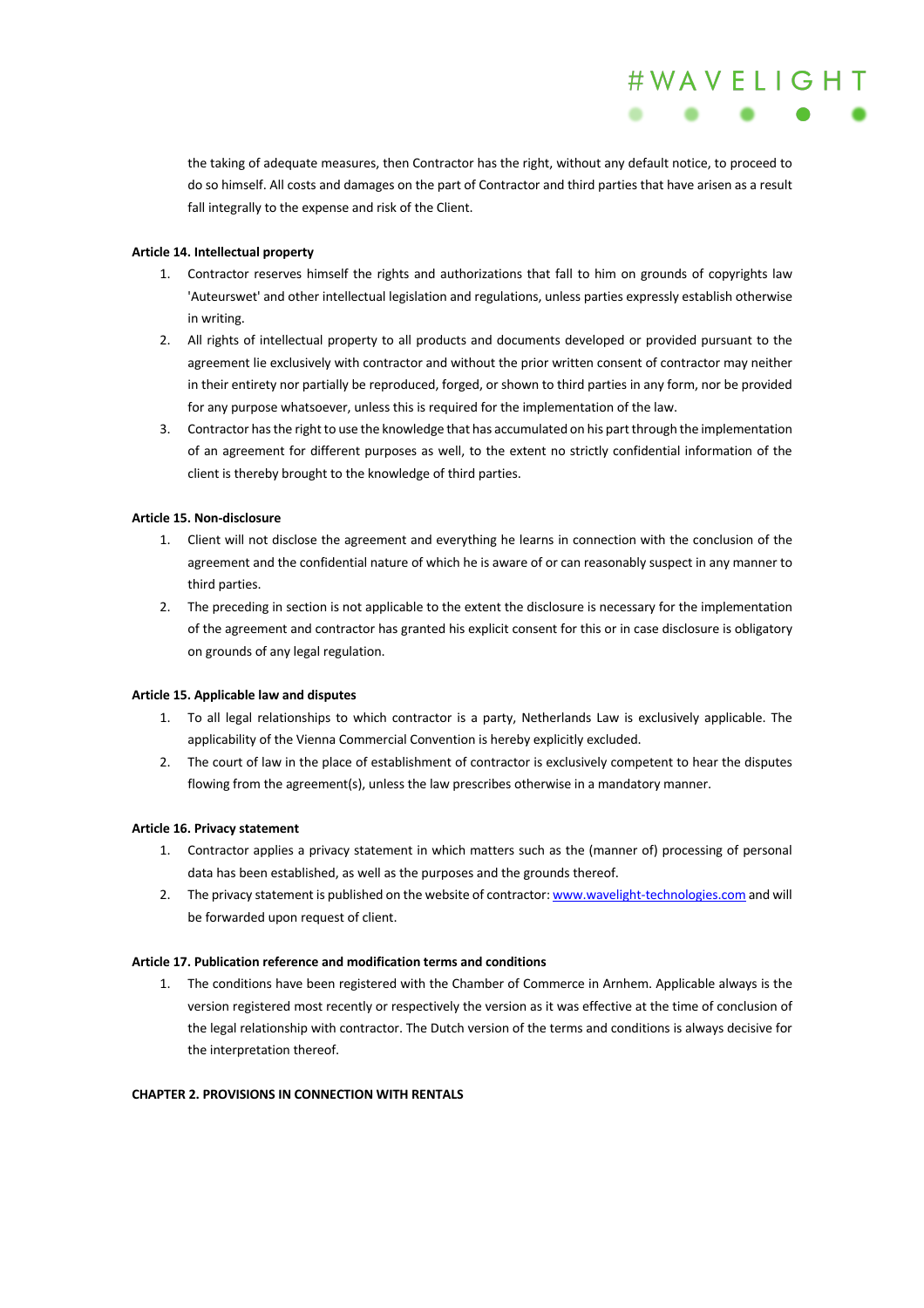the taking of adequate measures, then Contractor has the right, without any default notice, to proceed to do so himself. All costs and damages on the part of Contractor and third parties that have arisen as a result fall integrally to the expense and risk of the Client.

**Article 14. Intellectual property**

1. Contractor reserves himself the rights and authorizations that fall to him on grounds of copyrights law 'Auteurswet' and other intellectual legislation and regulations, unless parties expressly establish otherwise in writing.
2. All rights of intellectual property to all products and documents developed or provided pursuant to the agreement lie exclusively with contractor and without the prior written consent of contractor may neither in their entirety nor partially be reproduced, forged, or shown to third parties in any form, nor be provided for any purpose whatsoever, unless this is required for the implementation of the law.
3. Contractor has the right to use the knowledge that has accumulated on his part through the implementation of an agreement for different purposes as well, to the extent no strictly confidential information of the client is thereby brought to the knowledge of third parties.

**Article 15. Non-disclosure**

1. Client will not disclose the agreement and everything he learns in connection with the conclusion of the agreement and the confidential nature of which he is aware of or can reasonably suspect in any manner to third parties.
2. The preceding in section is not applicable to the extent the disclosure is necessary for the implementation of the agreement and contractor has granted his explicit consent for this or in case disclosure is obligatory on grounds of any legal regulation.

**Article 15. Applicable law and disputes**

1. To all legal relationships to which contractor is a party, Netherlands Law is exclusively applicable. The applicability of the Vienna Commercial Convention is hereby explicitly excluded.
2. The court of law in the place of establishment of contractor is exclusively competent to hear the disputes flowing from the agreement(s), unless the law prescribes otherwise in a mandatory manner.

**Article 16. Privacy statement**

1. Contractor applies a privacy statement in which matters such as the (manner of) processing of personal data has been established, as well as the purposes and the grounds thereof.
2. The privacy statement is published on the website of contractor: [www.wavelight-technologies.com](http://www.wavelight-technologies.com) and will be forwarded upon request of client.

**Article 17. Publication reference and modification terms and conditions**

1. The conditions have been registered with the Chamber of Commerce in Arnhem. Applicable always is the version registered most recently or respectively the version as it was effective at the time of conclusion of the legal relationship with contractor. The Dutch version of the terms and conditions is always decisive for the interpretation thereof.

**CHAPTER 2. PROVISIONS IN CONNECTION WITH RENTALS**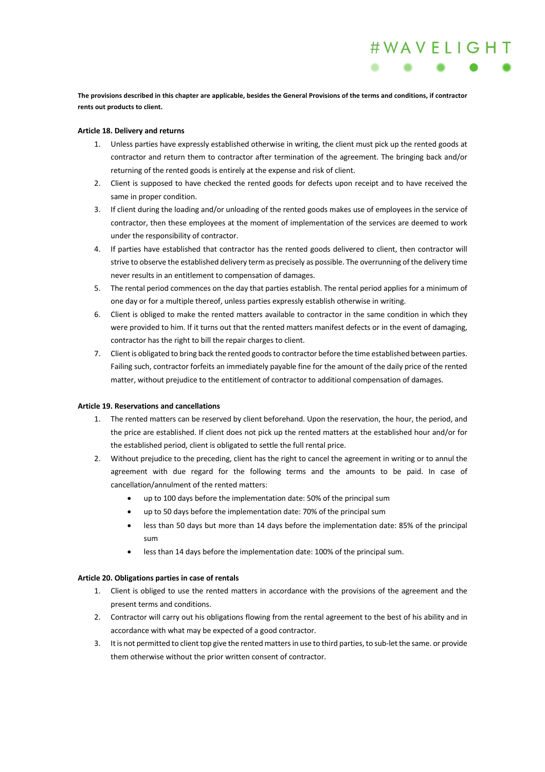**The provisions described in this chapter are applicable, besides the General Provisions of the terms and conditions, if contractor rents out products to client.**

**Article 18. Delivery and returns**

1. Unless parties have expressly established otherwise in writing, the client must pick up the rented goods at contractor and return them to contractor after termination of the agreement. The bringing back and/or returning of the rented goods is entirely at the expense and risk of client.
2. Client is supposed to have checked the rented goods for defects upon receipt and to have received the same in proper condition.
3. If client during the loading and/or unloading of the rented goods makes use of employees in the service of contractor, then these employees at the moment of implementation of the services are deemed to work under the responsibility of contractor.
4. If parties have established that contractor has the rented goods delivered to client, then contractor will strive to observe the established delivery term as precisely as possible. The overrunning of the delivery time never results in an entitlement to compensation of damages.
5. The rental period commences on the day that parties establish. The rental period applies for a minimum of one day or for a multiple thereof, unless parties expressly establish otherwise in writing.
6. Client is obliged to make the rented matters available to contractor in the same condition in which they were provided to him. If it turns out that the rented matters manifest defects or in the event of damaging, contractor has the right to bill the repair charges to client.
7. Client is obligated to bring back the rented goods to contractor before the time established between parties. Failing such, contractor forfeits an immediately payable fine for the amount of the daily price of the rented matter, without prejudice to the entitlement of contractor to additional compensation of damages.

**Article 19. Reservations and cancellations**

1. The rented matters can be reserved by client beforehand. Upon the reservation, the hour, the period, and the price are established. If client does not pick up the rented matters at the established hour and/or for the established period, client is obligated to settle the full rental price.
2. Without prejudice to the preceding, client has the right to cancel the agreement in writing or to annul the agreement with due regard for the following terms and the amounts to be paid. In case of cancellation/annulment of the rented matters:
   - up to 100 days before the implementation date: 50% of the principal sum
   - up to 50 days before the implementation date: 70% of the principal sum
   - less than 50 days but more than 14 days before the implementation date: 85% of the principal sum
   - less than 14 days before the implementation date: 100% of the principal sum.

**Article 20. Obligations parties in case of rentals**

1. Client is obliged to use the rented matters in accordance with the provisions of the agreement and the present terms and conditions.
2. Contractor will carry out his obligations flowing from the rental agreement to the best of his ability and in accordance with what may be expected of a good contractor.
3. It is not permitted to client top give the rented matters in use to third parties, to sub-let the same. or provide them otherwise without the prior written consent of contractor.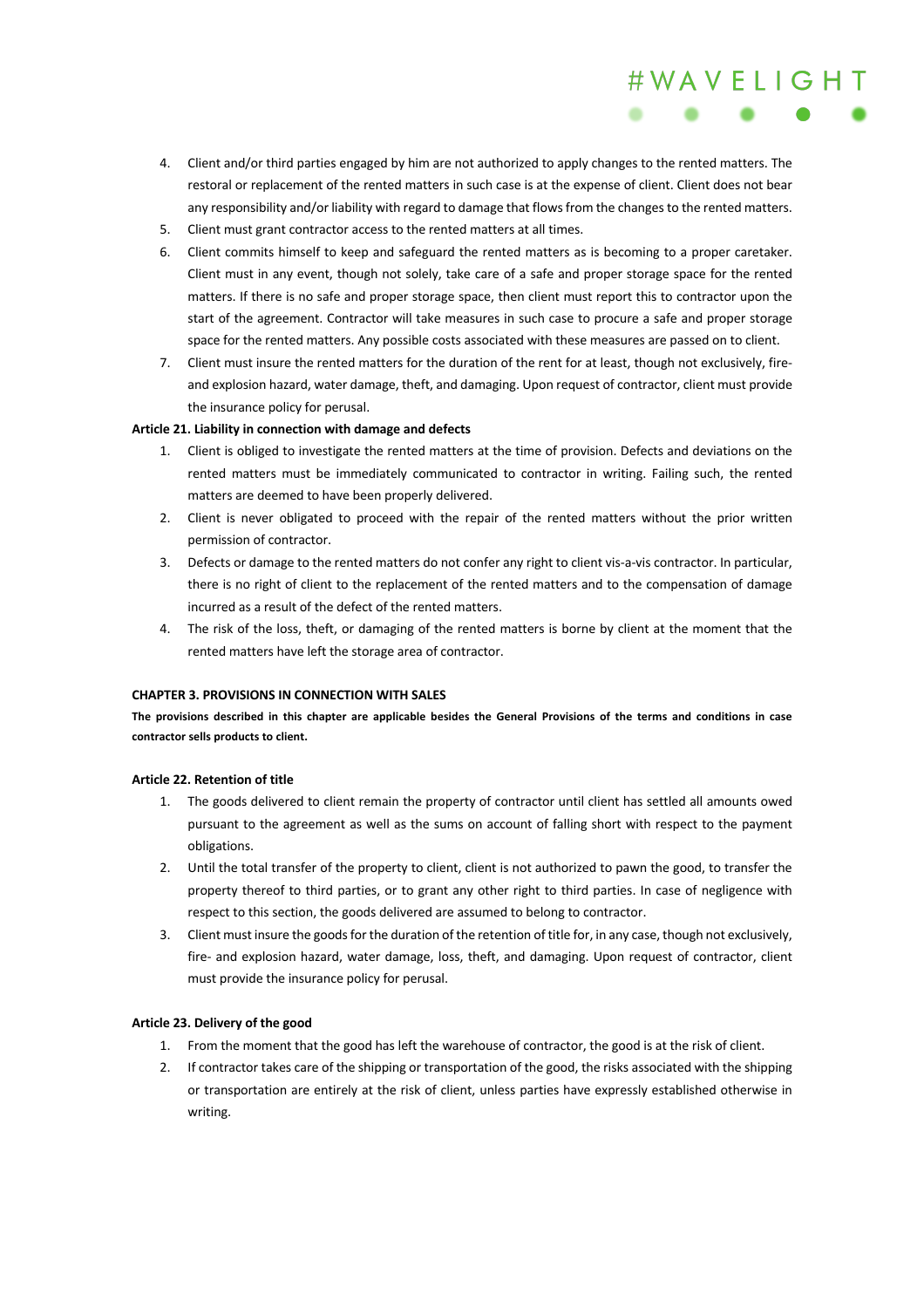4. Client and/or third parties engaged by him are not authorized to apply changes to the rented matters. The restoral or replacement of the rented matters in such case is at the expense of client. Client does not bear any responsibility and/or liability with regard to damage that flows from the changes to the rented matters.
5. Client must grant contractor access to the rented matters at all times.
6. Client commits himself to keep and safeguard the rented matters as is becoming to a proper caretaker. Client must in any event, though not solely, take care of a safe and proper storage space for the rented matters. If there is no safe and proper storage space, then client must report this to contractor upon the start of the agreement. Contractor will take measures in such case to procure a safe and proper storage space for the rented matters. Any possible costs associated with these measures are passed on to client.
7. Client must insure the rented matters for the duration of the rent for at least, though not exclusively, fire- and explosion hazard, water damage, theft, and damaging. Upon request of contractor, client must provide the insurance policy for perusal.

**Article 21. Liability in connection with damage and defects**

1. Client is obliged to investigate the rented matters at the time of provision. Defects and deviations on the rented matters must be immediately communicated to contractor in writing. Failing such, the rented matters are deemed to have been properly delivered.
2. Client is never obligated to proceed with the repair of the rented matters without the prior written permission of contractor.
3. Defects or damage to the rented matters do not confer any right to client vis-a-vis contractor. In particular, there is no right of client to the replacement of the rented matters and to the compensation of damage incurred as a result of the defect of the rented matters.
4. The risk of the loss, theft, or damaging of the rented matters is borne by client at the moment that the rented matters have left the storage area of contractor.

**CHAPTER 3. PROVISIONS IN CONNECTION WITH SALES**

**The provisions described in this chapter are applicable besides the General Provisions of the terms and conditions in case contractor sells products to client.**

**Article 22. Retention of title**

1. The goods delivered to client remain the property of contractor until client has settled all amounts owed pursuant to the agreement as well as the sums on account of falling short with respect to the payment obligations.
2. Until the total transfer of the property to client, client is not authorized to pawn the good, to transfer the property thereof to third parties, or to grant any other right to third parties. In case of negligence with respect to this section, the goods delivered are assumed to belong to contractor.
3. Client must insure the goods for the duration of the retention of title for, in any case, though not exclusively, fire- and explosion hazard, water damage, loss, theft, and damaging. Upon request of contractor, client must provide the insurance policy for perusal.

**Article 23. Delivery of the good**

1. From the moment that the good has left the warehouse of contractor, the good is at the risk of client.
2. If contractor takes care of the shipping or transportation of the good, the risks associated with the shipping or transportation are entirely at the risk of client, unless parties have expressly established otherwise in writing.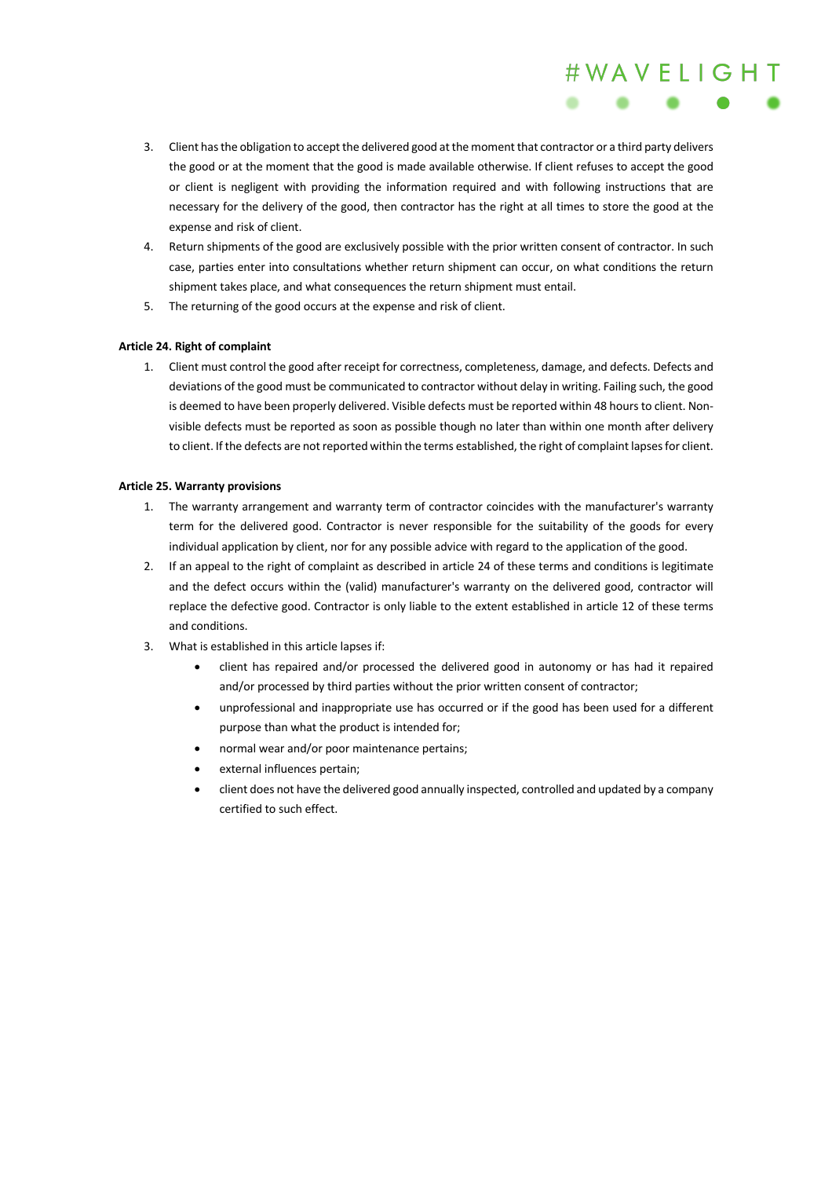3. Client has the obligation to accept the delivered good at the moment that contractor or a third party delivers the good or at the moment that the good is made available otherwise. If client refuses to accept the good or client is negligent with providing the information required and with following instructions that are necessary for the delivery of the good, then contractor has the right at all times to store the good at the expense and risk of client.
4. Return shipments of the good are exclusively possible with the prior written consent of contractor. In such case, parties enter into consultations whether return shipment can occur, on what conditions the return shipment takes place, and what consequences the return shipment must entail.
5. The returning of the good occurs at the expense and risk of client.

**Article 24. Right of complaint**

1. Client must control the good after receipt for correctness, completeness, damage, and defects. Defects and deviations of the good must be communicated to contractor without delay in writing. Failing such, the good is deemed to have been properly delivered. Visible defects must be reported within 48 hours to client. Non-visible defects must be reported as soon as possible though no later than within one month after delivery to client. If the defects are not reported within the terms established, the right of complaint lapses for client.

**Article 25. Warranty provisions**

1. The warranty arrangement and warranty term of contractor coincides with the manufacturer's warranty term for the delivered good. Contractor is never responsible for the suitability of the goods for every individual application by client, nor for any possible advice with regard to the application of the good.
2. If an appeal to the right of complaint as described in article 24 of these terms and conditions is legitimate and the defect occurs within the (valid) manufacturer's warranty on the delivered good, contractor will replace the defective good. Contractor is only liable to the extent established in article 12 of these terms and conditions.
3. What is established in this article lapses if:
   - client has repaired and/or processed the delivered good in autonomy or has had it repaired and/or processed by third parties without the prior written consent of contractor;
   - unprofessional and inappropriate use has occurred or if the good has been used for a different purpose than what the product is intended for;
   - normal wear and/or poor maintenance pertains;
   - external influences pertain;
   - client does not have the delivered good annually inspected, controlled and updated by a company certified to such effect.